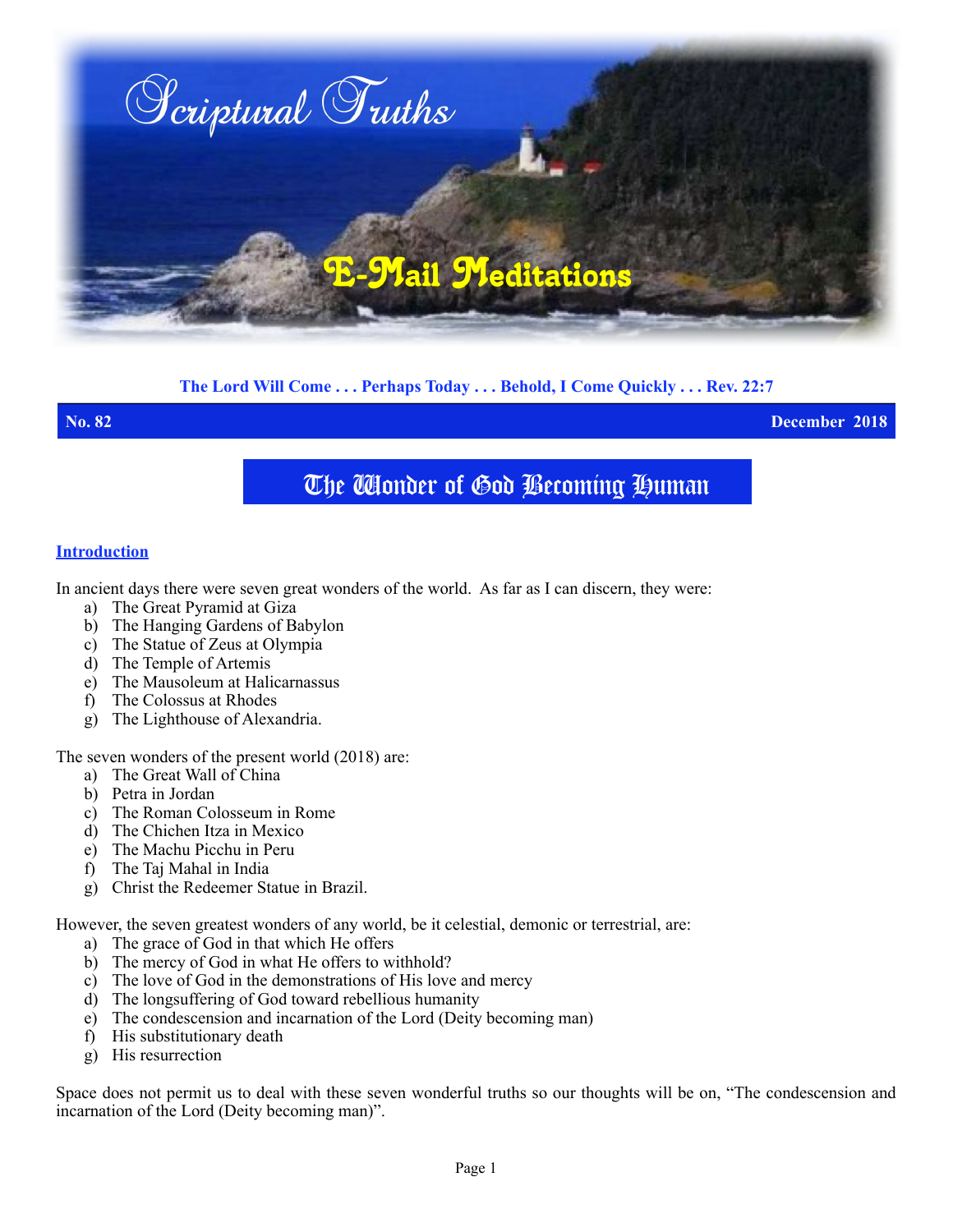# Scriptural Truths

## E-Mail Meditations

**The Lord Will Come . . . Perhaps Today . . . Behold, I Come Quickly . . . Rev. 22:7**

**No. 82** **December 2018**

# The Wonder of God Becoming Human

## Introduction

In ancient days there were seven great wonders of the world. As far as I can discern, they were:

a) The Great Pyramid at Giza
b) The Hanging Gardens of Babylon
c) The Statue of Zeus at Olympia
d) The Temple of Artemis
e) The Mausoleum at Halicarnassus
f) The Colossus at Rhodes
g) The Lighthouse of Alexandria.

The seven wonders of the present world (2018) are:

a) The Great Wall of China
b) Petra in Jordan
c) The Roman Colosseum in Rome
d) The Chichen Itza in Mexico
e) The Machu Picchu in Peru
f) The Taj Mahal in India
g) Christ the Redeemer Statue in Brazil.

However, the seven greatest wonders of any world, be it celestial, demonic or terrestrial, are:

a) The grace of God in that which He offers
b) The mercy of God in what He offers to withhold?
c) The love of God in the demonstrations of His love and mercy
d) The longsuffering of God toward rebellious humanity
e) The condescension and incarnation of the Lord (Deity becoming man)
f) His substitutionary death
g) His resurrection

Space does not permit us to deal with these seven wonderful truths so our thoughts will be on, "The condescension and incarnation of the Lord (Deity becoming man)".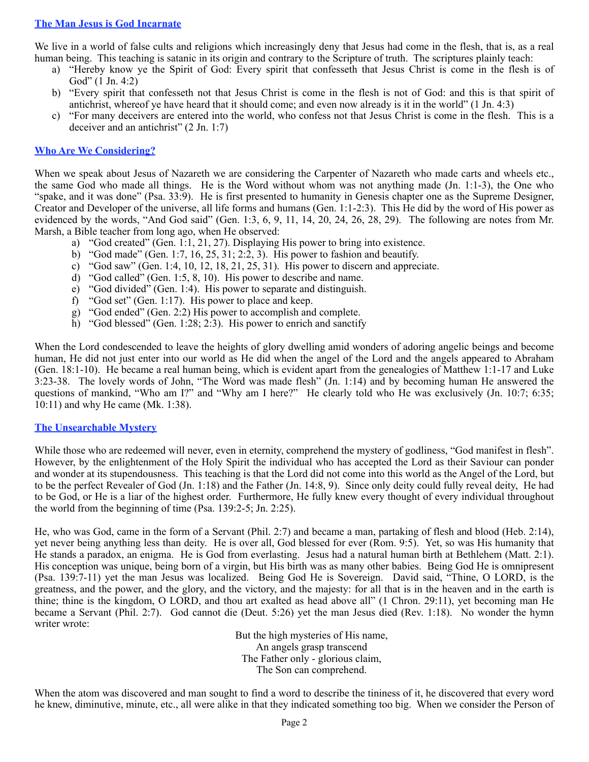## The Man Jesus is God Incarnate

We live in a world of false cults and religions which increasingly deny that Jesus had come in the flesh, that is, as a real human being. This teaching is satanic in its origin and contrary to the Scripture of truth. The scriptures plainly teach:

a) "Hereby know ye the Spirit of God: Every spirit that confesseth that Jesus Christ is come in the flesh is of God" (1 Jn. 4:2)
b) "Every spirit that confesseth not that Jesus Christ is come in the flesh is not of God: and this is that spirit of antichrist, whereof ye have heard that it should come; and even now already is it in the world" (1 Jn. 4:3)
c) "For many deceivers are entered into the world, who confess not that Jesus Christ is come in the flesh. This is a deceiver and an antichrist" (2 Jn. 1:7)

## Who Are We Considering?

When we speak about Jesus of Nazareth we are considering the Carpenter of Nazareth who made carts and wheels etc., the same God who made all things. He is the Word without whom was not anything made (Jn. 1:1-3), the One who "spake, and it was done" (Psa. 33:9). He is first presented to humanity in Genesis chapter one as the Supreme Designer, Creator and Developer of the universe, all life forms and humans (Gen. 1:1-2:3). This He did by the word of His power as evidenced by the words, "And God said" (Gen. 1:3, 6, 9, 11, 14, 20, 24, 26, 28, 29). The following are notes from Mr. Marsh, a Bible teacher from long ago, when He observed:

a) "God created" (Gen. 1:1, 21, 27). Displaying His power to bring into existence.
b) "God made" (Gen. 1:7, 16, 25, 31; 2:2, 3). His power to fashion and beautify.
c) "God saw" (Gen. 1:4, 10, 12, 18, 21, 25, 31). His power to discern and appreciate.
d) "God called" (Gen. 1:5, 8, 10). His power to describe and name.
e) "God divided" (Gen. 1:4). His power to separate and distinguish.
f) "God set" (Gen. 1:17). His power to place and keep.
g) "God ended" (Gen. 2:2) His power to accomplish and complete.
h) "God blessed" (Gen. 1:28; 2:3). His power to enrich and sanctify

When the Lord condescended to leave the heights of glory dwelling amid wonders of adoring angelic beings and become human, He did not just enter into our world as He did when the angel of the Lord and the angels appeared to Abraham (Gen. 18:1-10). He became a real human being, which is evident apart from the genealogies of Matthew 1:1-17 and Luke 3:23-38. The lovely words of John, "The Word was made flesh" (Jn. 1:14) and by becoming human He answered the questions of mankind, "Who am I?" and "Why am I here?" He clearly told who He was exclusively (Jn. 10:7; 6:35; 10:11) and why He came (Mk. 1:38).

## The Unsearchable Mystery

While those who are redeemed will never, even in eternity, comprehend the mystery of godliness, "God manifest in flesh". However, by the enlightenment of the Holy Spirit the individual who has accepted the Lord as their Saviour can ponder and wonder at its stupendousness. This teaching is that the Lord did not come into this world as the Angel of the Lord, but to be the perfect Revealer of God (Jn. 1:18) and the Father (Jn. 14:8, 9). Since only deity could fully reveal deity, He had to be God, or He is a liar of the highest order. Furthermore, He fully knew every thought of every individual throughout the world from the beginning of time (Psa. 139:2-5; Jn. 2:25).

He, who was God, came in the form of a Servant (Phil. 2:7) and became a man, partaking of flesh and blood (Heb. 2:14), yet never being anything less than deity. He is over all, God blessed for ever (Rom. 9:5). Yet, so was His humanity that He stands a paradox, an enigma. He is God from everlasting. Jesus had a natural human birth at Bethlehem (Matt. 2:1). His conception was unique, being born of a virgin, but His birth was as many other babies. Being God He is omnipresent (Psa. 139:7-11) yet the man Jesus was localized. Being God He is Sovereign. David said, "Thine, O LORD, is the greatness, and the power, and the glory, and the victory, and the majesty: for all that is in the heaven and in the earth is thine; thine is the kingdom, O LORD, and thou art exalted as head above all" (1 Chron. 29:11), yet becoming man He became a Servant (Phil. 2:7). God cannot die (Deut. 5:26) yet the man Jesus died (Rev. 1:18). No wonder the hymn writer wrote:

> But the high mysteries of His name,
> An angels grasp transcend
> The Father only - glorious claim,
> The Son can comprehend.

When the atom was discovered and man sought to find a word to describe the tininess of it, he discovered that every word he knew, diminutive, minute, etc., all were alike in that they indicated something too big. When we consider the Person of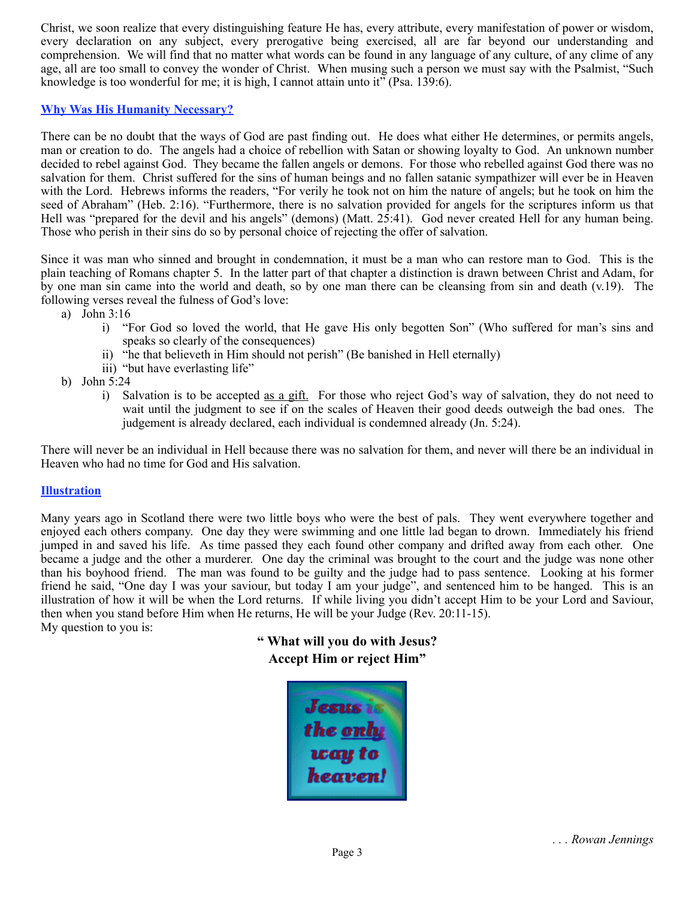Christ, we soon realize that every distinguishing feature He has, every attribute, every manifestation of power or wisdom, every declaration on any subject, every prerogative being exercised, all are far beyond our understanding and comprehension. We will find that no matter what words can be found in any language of any culture, of any clime of any age, all are too small to convey the wonder of Christ. When musing such a person we must say with the Psalmist, "Such knowledge is too wonderful for me; it is high, I cannot attain unto it" (Psa. 139:6).

### Why Was His Humanity Necessary?

There can be no doubt that the ways of God are past finding out. He does what either He determines, or permits angels, man or creation to do. The angels had a choice of rebellion with Satan or showing loyalty to God. An unknown number decided to rebel against God. They became the fallen angels or demons. For those who rebelled against God there was no salvation for them. Christ suffered for the sins of human beings and no fallen satanic sympathizer will ever be in Heaven with the Lord. Hebrews informs the readers, "For verily he took not on him the nature of angels; but he took on him the seed of Abraham" (Heb. 2:16). "Furthermore, there is no salvation provided for angels for the scriptures inform us that Hell was "prepared for the devil and his angels" (demons) (Matt. 25:41). God never created Hell for any human being. Those who perish in their sins do so by personal choice of rejecting the offer of salvation.

Since it was man who sinned and brought in condemnation, it must be a man who can restore man to God. This is the plain teaching of Romans chapter 5. In the latter part of that chapter a distinction is drawn between Christ and Adam, for by one man sin came into the world and death, so by one man there can be cleansing from sin and death (v.19). The following verses reveal the fulness of God's love:

a) John 3:16
   i) "For God so loved the world, that He gave His only begotten Son" (Who suffered for man's sins and speaks so clearly of the consequences)
   ii) "he that believeth in Him should not perish" (Be banished in Hell eternally)
   iii) "but have everlasting life"

b) John 5:24
   i) Salvation is to be accepted <u>as a gift.</u> For those who reject God's way of salvation, they do not need to wait until the judgment to see if on the scales of Heaven their good deeds outweigh the bad ones. The judgement is already declared, each individual is condemned already (Jn. 5:24).

There will never be an individual in Hell because there was no salvation for them, and never will there be an individual in Heaven who had no time for God and His salvation.

### Illustration

Many years ago in Scotland there were two little boys who were the best of pals. They went everywhere together and enjoyed each others company. One day they were swimming and one little lad began to drown. Immediately his friend jumped in and saved his life. As time passed they each found other company and drifted away from each other. One became a judge and the other a murderer. One day the criminal was brought to the court and the judge was none other than his boyhood friend. The man was found to be guilty and the judge had to pass sentence. Looking at his former friend he said, "One day I was your saviour, but today I am your judge", and sentenced him to be hanged. This is an illustration of how it will be when the Lord returns. If while living you didn't accept Him to be your Lord and Saviour, then when you stand before Him when He returns, He will be your Judge (Rev. 20:11-15).

My question to you is:

**" What will you do with Jesus?**
**Accept Him or reject Him"**

Jesus is the only way to heaven!

*. . . Rowan Jennings*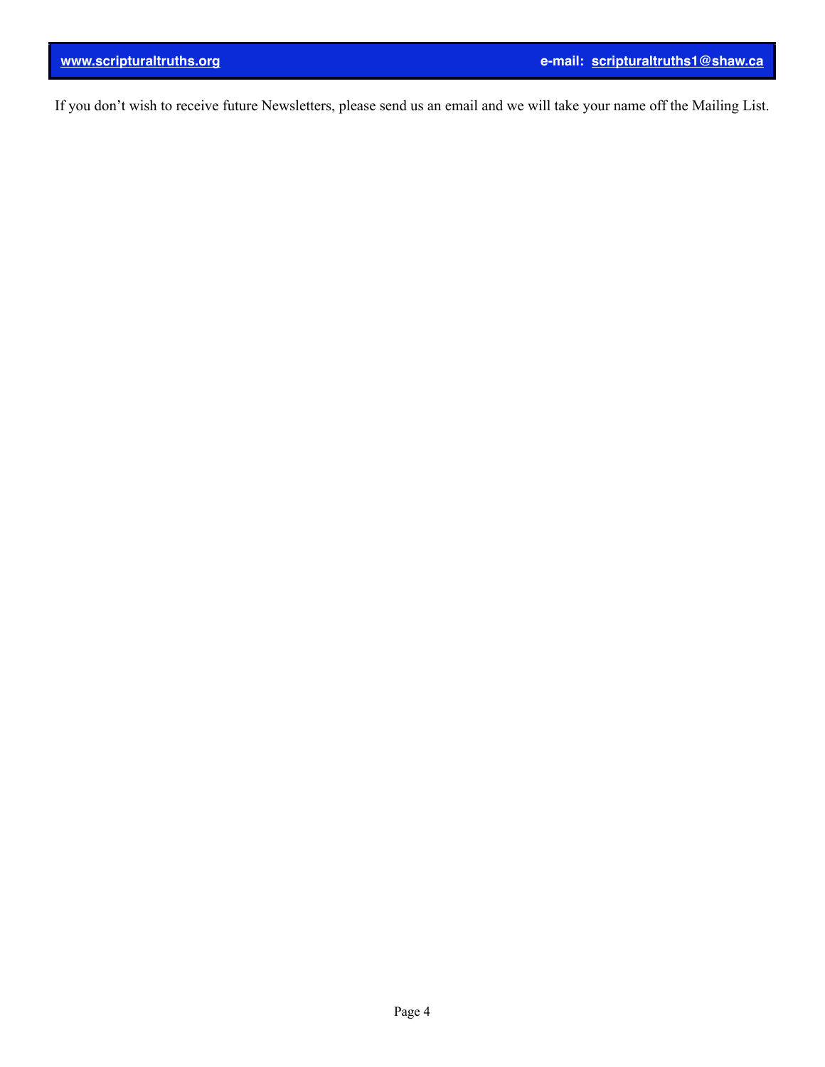**www.scripturaltruths.org** **e-mail: scripturaltruths1@shaw.ca**

If you don't wish to receive future Newsletters, please send us an email and we will take your name off the Mailing List.